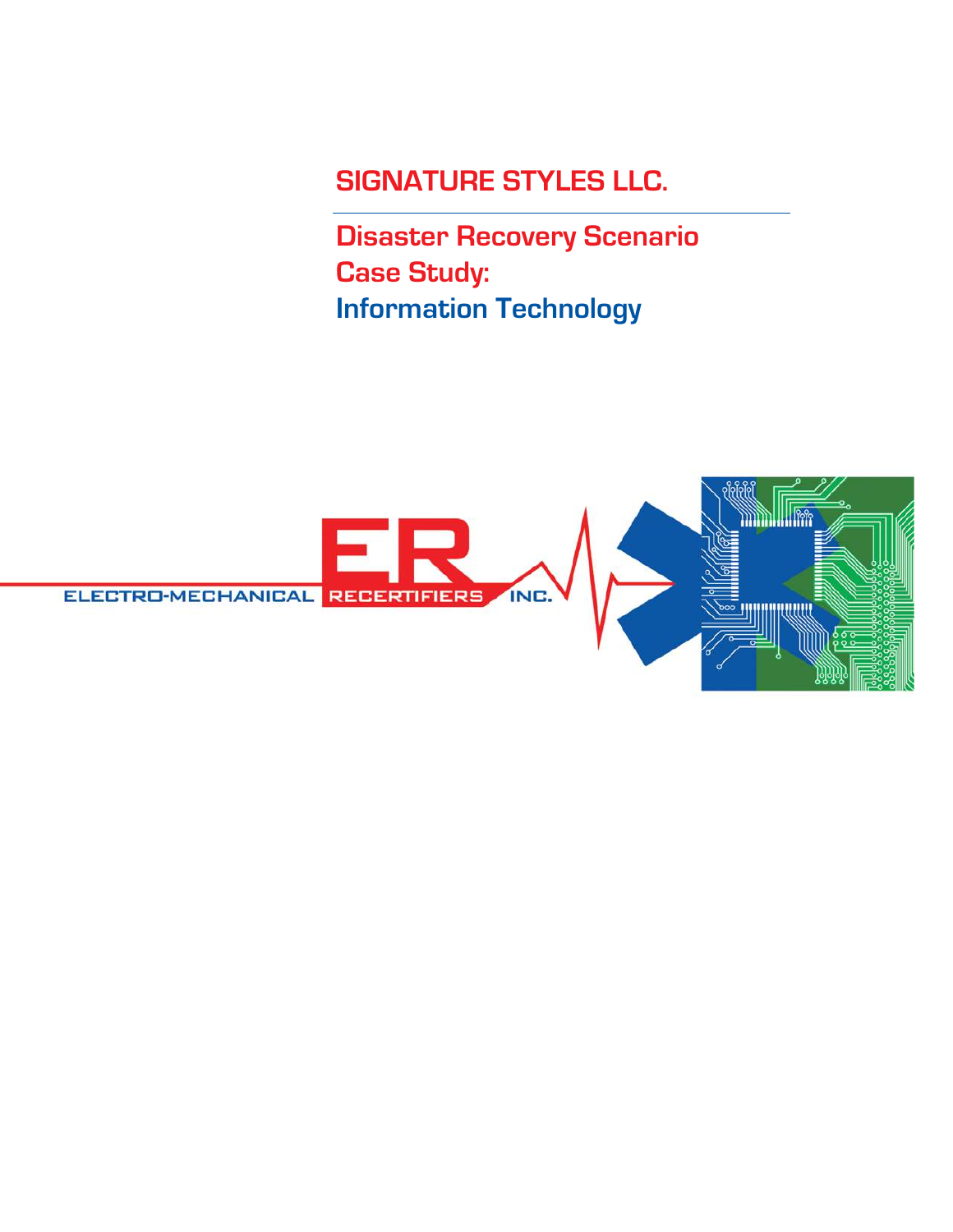# SIGNATURE STYLES LLC.

## Disaster Recovery Scenario Case Study: Information Technology

ELECTRO-MECHANICAL RECERTIFIERS INC.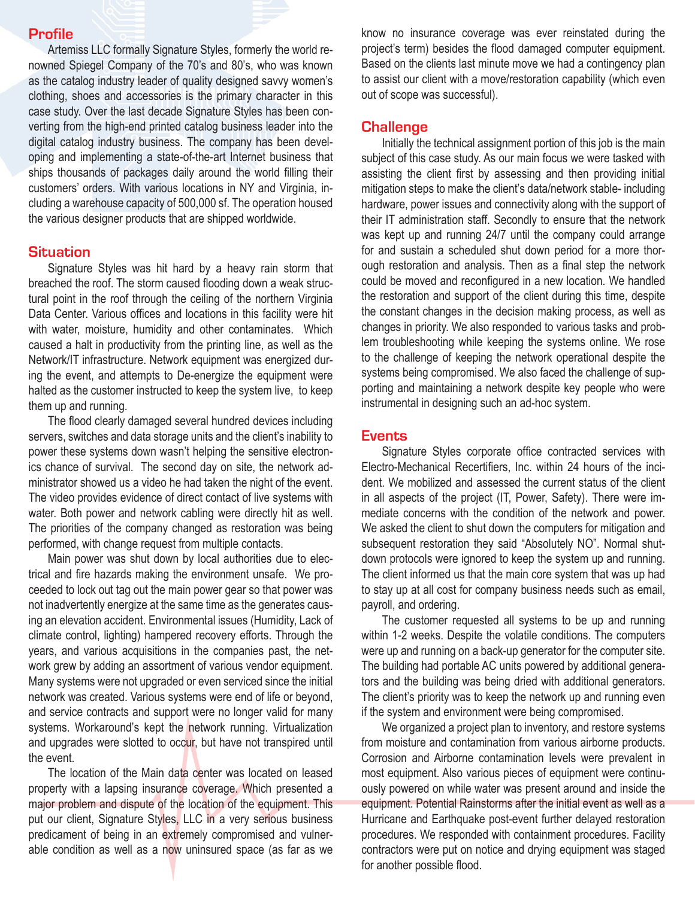## Profile

Artemiss LLC formally Signature Styles, formerly the world renowned Spiegel Company of the 70's and 80's, who was known as the catalog industry leader of quality designed savvy women's clothing, shoes and accessories is the primary character in this case study. Over the last decade Signature Styles has been converting from the high-end printed catalog business leader into the digital catalog industry business. The company has been developing and implementing a state-of-the-art Internet business that ships thousands of packages daily around the world filling their customers' orders. With various locations in NY and Virginia, including a warehouse capacity of 500,000 sf. The operation housed the various designer products that are shipped worldwide.

## Situation

Signature Styles was hit hard by a heavy rain storm that breached the roof. The storm caused flooding down a weak structural point in the roof through the ceiling of the northern Virginia Data Center. Various offices and locations in this facility were hit with water, moisture, humidity and other contaminates. Which caused a halt in productivity from the printing line, as well as the Network/IT infrastructure. Network equipment was energized during the event, and attempts to De-energize the equipment were halted as the customer instructed to keep the system live, to keep them up and running.

The flood clearly damaged several hundred devices including servers, switches and data storage units and the client's inability to power these systems down wasn't helping the sensitive electronics chance of survival. The second day on site, the network administrator showed us a video he had taken the night of the event. The video provides evidence of direct contact of live systems with water. Both power and network cabling were directly hit as well. The priorities of the company changed as restoration was being performed, with change request from multiple contacts.

Main power was shut down by local authorities due to electrical and fire hazards making the environment unsafe. We proceeded to lock out tag out the main power gear so that power was not inadvertently energize at the same time as the generates causing an elevation accident. Environmental issues (Humidity, Lack of climate control, lighting) hampered recovery efforts. Through the years, and various acquisitions in the companies past, the network grew by adding an assortment of various vendor equipment. Many systems were not upgraded or even serviced since the initial network was created. Various systems were end of life or beyond, and service contracts and support were no longer valid for many systems. Workaround's kept the network running. Virtualization and upgrades were slotted to occur, but have not transpired until the event.

The location of the Main data center was located on leased property with a lapsing insurance coverage. Which presented a major problem and dispute of the location of the equipment. This put our client, Signature Styles, LLC in a very serious business predicament of being in an extremely compromised and vulnerable condition as well as a now uninsured space (as far as we know no insurance coverage was ever reinstated during the project's term) besides the flood damaged computer equipment. Based on the clients last minute move we had a contingency plan to assist our client with a move/restoration capability (which even out of scope was successful).

## Challenge

Initially the technical assignment portion of this job is the main subject of this case study. As our main focus we were tasked with assisting the client first by assessing and then providing initial mitigation steps to make the client's data/network stable- including hardware, power issues and connectivity along with the support of their IT administration staff. Secondly to ensure that the network was kept up and running 24/7 until the company could arrange for and sustain a scheduled shut down period for a more thorough restoration and analysis. Then as a final step the network could be moved and reconfigured in a new location. We handled the restoration and support of the client during this time, despite the constant changes in the decision making process, as well as changes in priority. We also responded to various tasks and problem troubleshooting while keeping the systems online. We rose to the challenge of keeping the network operational despite the systems being compromised. We also faced the challenge of supporting and maintaining a network despite key people who were instrumental in designing such an ad-hoc system.

## Events

Signature Styles corporate office contracted services with Electro-Mechanical Recertifiers, Inc. within 24 hours of the incident. We mobilized and assessed the current status of the client in all aspects of the project (IT, Power, Safety). There were immediate concerns with the condition of the network and power. We asked the client to shut down the computers for mitigation and subsequent restoration they said "Absolutely NO". Normal shutdown protocols were ignored to keep the system up and running. The client informed us that the main core system that was up had to stay up at all cost for company business needs such as email, payroll, and ordering.

The customer requested all systems to be up and running within 1-2 weeks. Despite the volatile conditions. The computers were up and running on a back-up generator for the computer site. The building had portable AC units powered by additional generators and the building was being dried with additional generators. The client's priority was to keep the network up and running even if the system and environment were being compromised.

We organized a project plan to inventory, and restore systems from moisture and contamination from various airborne products. Corrosion and Airborne contamination levels were prevalent in most equipment. Also various pieces of equipment were continuously powered on while water was present around and inside the equipment. Potential Rainstorms after the initial event as well as a Hurricane and Earthquake post-event further delayed restoration procedures. We responded with containment procedures. Facility contractors were put on notice and drying equipment was staged for another possible flood.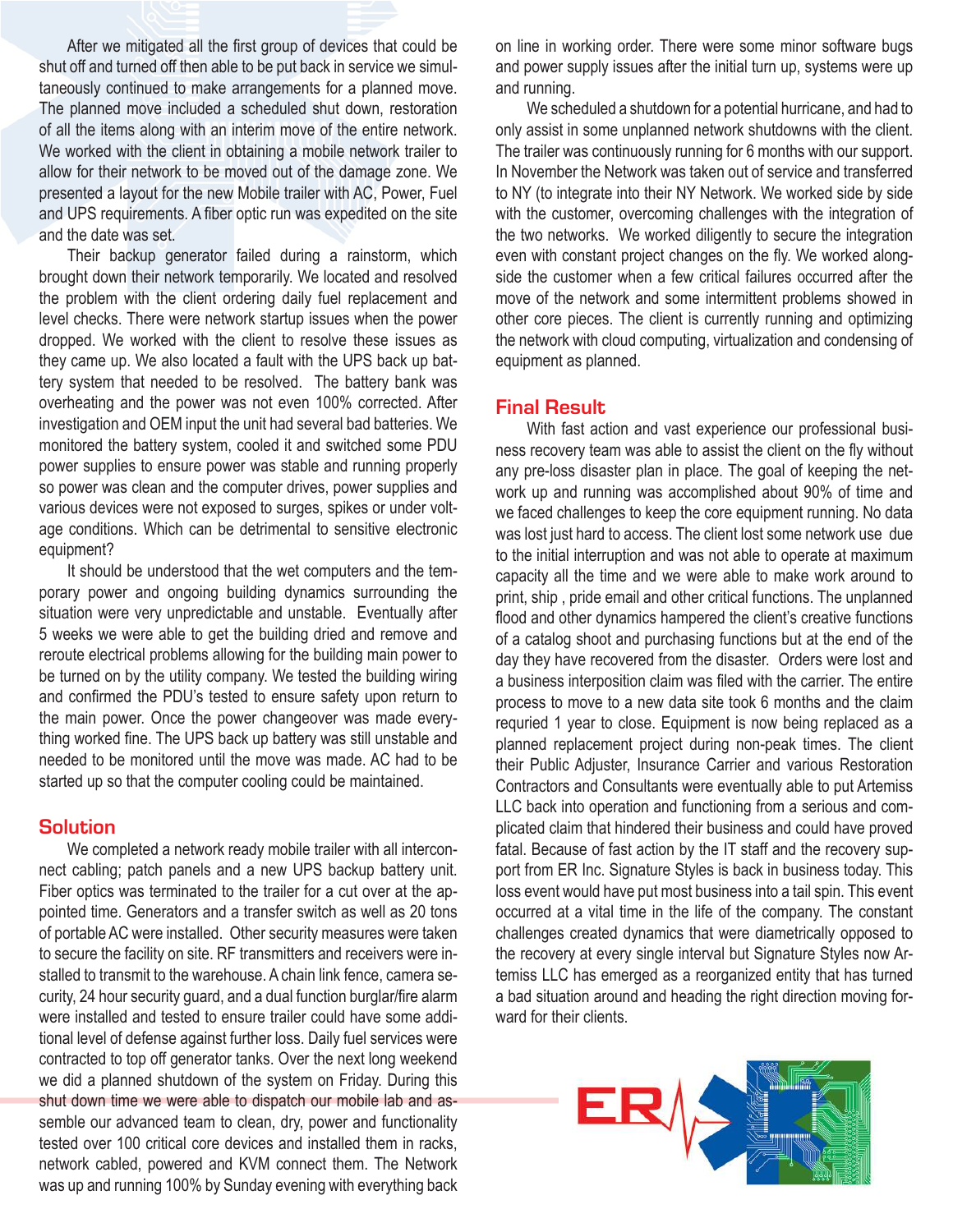After we mitigated all the first group of devices that could be shut off and turned off then able to be put back in service we simultaneously continued to make arrangements for a planned move. The planned move included a scheduled shut down, restoration of all the items along with an interim move of the entire network. We worked with the client in obtaining a mobile network trailer to allow for their network to be moved out of the damage zone. We presented a layout for the new Mobile trailer with AC, Power, Fuel and UPS requirements. A fiber optic run was expedited on the site and the date was set.

Their backup generator failed during a rainstorm, which brought down their network temporarily. We located and resolved the problem with the client ordering daily fuel replacement and level checks. There were network startup issues when the power dropped. We worked with the client to resolve these issues as they came up. We also located a fault with the UPS back up battery system that needed to be resolved. The battery bank was overheating and the power was not even 100% corrected. After investigation and OEM input the unit had several bad batteries. We monitored the battery system, cooled it and switched some PDU power supplies to ensure power was stable and running properly so power was clean and the computer drives, power supplies and various devices were not exposed to surges, spikes or under voltage conditions. Which can be detrimental to sensitive electronic equipment?

It should be understood that the wet computers and the temporary power and ongoing building dynamics surrounding the situation were very unpredictable and unstable. Eventually after 5 weeks we were able to get the building dried and remove and reroute electrical problems allowing for the building main power to be turned on by the utility company. We tested the building wiring and confirmed the PDU's tested to ensure safety upon return to the main power. Once the power changeover was made everything worked fine. The UPS back up battery was still unstable and needed to be monitored until the move was made. AC had to be started up so that the computer cooling could be maintained.

## Solution

We completed a network ready mobile trailer with all interconnect cabling; patch panels and a new UPS backup battery unit. Fiber optics was terminated to the trailer for a cut over at the appointed time. Generators and a transfer switch as well as 20 tons of portable AC were installed. Other security measures were taken to secure the facility on site. RF transmitters and receivers were installed to transmit to the warehouse. A chain link fence, camera security, 24 hour security guard, and a dual function burglar/fire alarm were installed and tested to ensure trailer could have some additional level of defense against further loss. Daily fuel services were contracted to top off generator tanks. Over the next long weekend we did a planned shutdown of the system on Friday. During this shut down time we were able to dispatch our mobile lab and assemble our advanced team to clean, dry, power and functionality tested over 100 critical core devices and installed them in racks, network cabled, powered and KVM connect them. The Network was up and running 100% by Sunday evening with everything back on line in working order. There were some minor software bugs and power supply issues after the initial turn up, systems were up and running.

We scheduled a shutdown for a potential hurricane, and had to only assist in some unplanned network shutdowns with the client. The trailer was continuously running for 6 months with our support. In November the Network was taken out of service and transferred to NY (to integrate into their NY Network. We worked side by side with the customer, overcoming challenges with the integration of the two networks. We worked diligently to secure the integration even with constant project changes on the fly. We worked alongside the customer when a few critical failures occurred after the move of the network and some intermittent problems showed in other core pieces. The client is currently running and optimizing the network with cloud computing, virtualization and condensing of equipment as planned.

## Final Result

With fast action and vast experience our professional business recovery team was able to assist the client on the fly without any pre-loss disaster plan in place. The goal of keeping the network up and running was accomplished about 90% of time and we faced challenges to keep the core equipment running. No data was lost just hard to access. The client lost some network use due to the initial interruption and was not able to operate at maximum capacity all the time and we were able to make work around to print, ship , pride email and other critical functions. The unplanned flood and other dynamics hampered the client's creative functions of a catalog shoot and purchasing functions but at the end of the day they have recovered from the disaster. Orders were lost and a business interposition claim was filed with the carrier. The entire process to move to a new data site took 6 months and the claim requried 1 year to close. Equipment is now being replaced as a planned replacement project during non-peak times. The client their Public Adjuster, Insurance Carrier and various Restoration Contractors and Consultants were eventually able to put Artemiss LLC back into operation and functioning from a serious and complicated claim that hindered their business and could have proved fatal. Because of fast action by the IT staff and the recovery support from ER Inc. Signature Styles is back in business today. This loss event would have put most business into a tail spin. This event occurred at a vital time in the life of the company. The constant challenges created dynamics that were diametrically opposed to the recovery at every single interval but Signature Styles now Artemiss LLC has emerged as a reorganized entity that has turned a bad situation around and heading the right direction moving forward for their clients.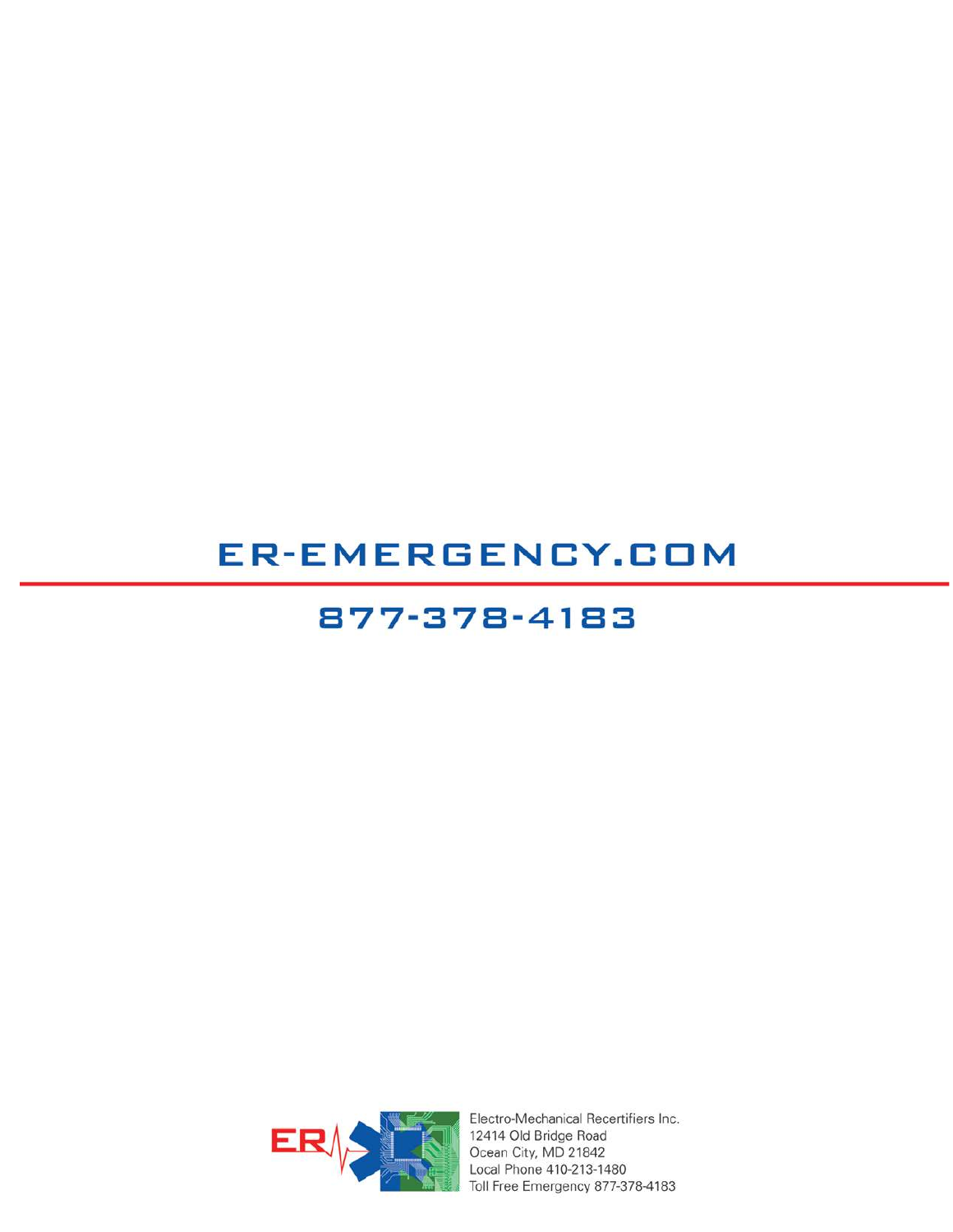# ER-EMERGENCY.COM

---

## 877-378-4183

Electro-Mechanical Recertifiers Inc.
12414 Old Bridge Road
Ocean City, MD 21842
Local Phone 410-213-1480
Toll Free Emergency 877-378-4183